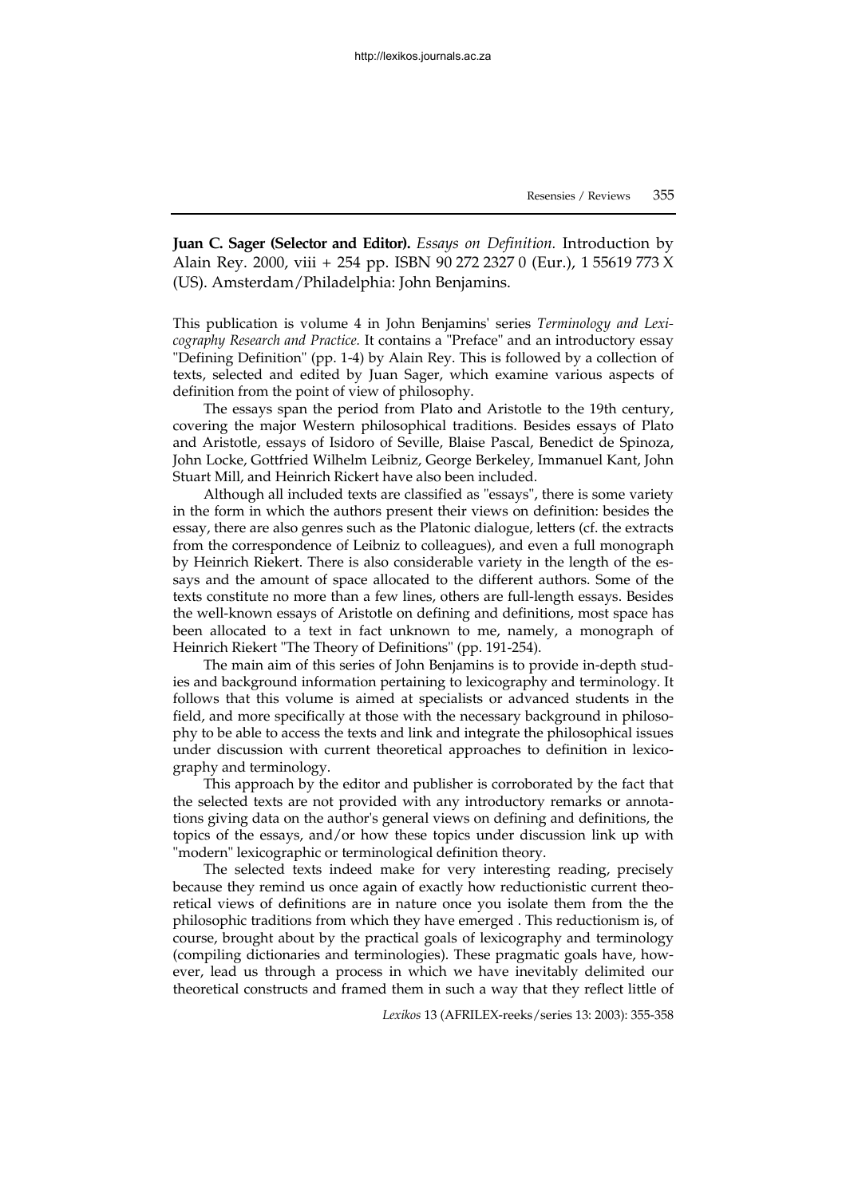**Juan C. Sager (Selector and Editor).** *Essays on Definition.* Introduction by Alain Rey. 2000, viii + 254 pp. ISBN 90 272 2327 0 (Eur.), 1 55619 773 X (US). Amsterdam/Philadelphia: John Benjamins.

This publication is volume 4 in John Benjamins' series *Terminology and Lexicography Research and Practice.* It contains a "Preface" and an introductory essay "Defining Definition" (pp. 1-4) by Alain Rey. This is followed by a collection of texts, selected and edited by Juan Sager, which examine various aspects of definition from the point of view of philosophy.

The essays span the period from Plato and Aristotle to the 19th century, covering the major Western philosophical traditions. Besides essays of Plato and Aristotle, essays of Isidoro of Seville, Blaise Pascal, Benedict de Spinoza, John Locke, Gottfried Wilhelm Leibniz, George Berkeley, Immanuel Kant, John Stuart Mill, and Heinrich Rickert have also been included.

Although all included texts are classified as "essays", there is some variety in the form in which the authors present their views on definition: besides the essay, there are also genres such as the Platonic dialogue, letters (cf. the extracts from the correspondence of Leibniz to colleagues), and even a full monograph by Heinrich Riekert. There is also considerable variety in the length of the essays and the amount of space allocated to the different authors. Some of the texts constitute no more than a few lines, others are full-length essays. Besides the well-known essays of Aristotle on defining and definitions, most space has been allocated to a text in fact unknown to me, namely, a monograph of Heinrich Riekert "The Theory of Definitions" (pp. 191-254).

The main aim of this series of John Benjamins is to provide in-depth studies and background information pertaining to lexicography and terminology. It follows that this volume is aimed at specialists or advanced students in the field, and more specifically at those with the necessary background in philosophy to be able to access the texts and link and integrate the philosophical issues under discussion with current theoretical approaches to definition in lexicography and terminology.

This approach by the editor and publisher is corroborated by the fact that the selected texts are not provided with any introductory remarks or annotations giving data on the author's general views on defining and definitions, the topics of the essays, and/or how these topics under discussion link up with "modern" lexicographic or terminological definition theory.

The selected texts indeed make for very interesting reading, precisely because they remind us once again of exactly how reductionistic current theoretical views of definitions are in nature once you isolate them from the the philosophic traditions from which they have emerged . This reductionism is, of course, brought about by the practical goals of lexicography and terminology (compiling dictionaries and terminologies). These pragmatic goals have, however, lead us through a process in which we have inevitably delimited our theoretical constructs and framed them in such a way that they reflect little of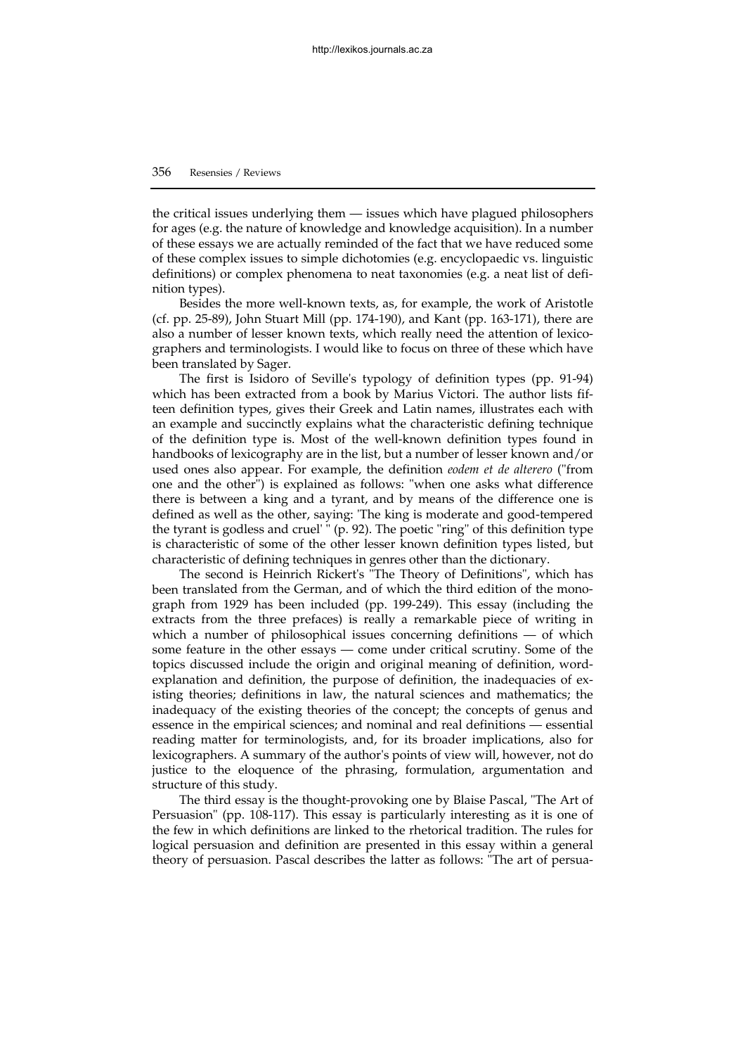the critical issues underlying them — issues which have plagued philosophers for ages (e.g. the nature of knowledge and knowledge acquisition). In a number of these essays we are actually reminded of the fact that we have reduced some of these complex issues to simple dichotomies (e.g. encyclopaedic vs. linguistic definitions) or complex phenomena to neat taxonomies (e.g. a neat list of definition types).

Besides the more well-known texts, as, for example, the work of Aristotle (cf. pp. 25-89), John Stuart Mill (pp. 174-190), and Kant (pp. 163-171), there are also a number of lesser known texts, which really need the attention of lexicographers and terminologists. I would like to focus on three of these which have been translated by Sager.

The first is Isidoro of Seville's typology of definition types (pp. 91-94) which has been extracted from a book by Marius Victori. The author lists fifteen definition types, gives their Greek and Latin names, illustrates each with an example and succinctly explains what the characteristic defining technique of the definition type is. Most of the well-known definition types found in handbooks of lexicography are in the list, but a number of lesser known and/or used ones also appear. For example, the definition *eodem et de alterero* ("from one and the other") is explained as follows: "when one asks what difference there is between a king and a tyrant, and by means of the difference one is defined as well as the other, saying: 'The king is moderate and good-tempered the tyrant is godless and cruel' " (p. 92). The poetic "ring" of this definition type is characteristic of some of the other lesser known definition types listed, but characteristic of defining techniques in genres other than the dictionary.

The second is Heinrich Rickert's "The Theory of Definitions", which has been translated from the German, and of which the third edition of the monograph from 1929 has been included (pp. 199-249). This essay (including the extracts from the three prefaces) is really a remarkable piece of writing in which a number of philosophical issues concerning definitions — of which some feature in the other essays — come under critical scrutiny. Some of the topics discussed include the origin and original meaning of definition, word-explanation and definition, the purpose of definition, the inadequacies of existing theories; definitions in law, the natural sciences and mathematics; the inadequacy of the existing theories of the concept; the concepts of genus and essence in the empirical sciences; and nominal and real definitions — essential reading matter for terminologists, and, for its broader implications, also for lexicographers. A summary of the author's points of view will, however, not do justice to the eloquence of the phrasing, formulation, argumentation and structure of this study.

The third essay is the thought-provoking one by Blaise Pascal, "The Art of Persuasion" (pp. 108-117). This essay is particularly interesting as it is one of the few in which definitions are linked to the rhetorical tradition. The rules for logical persuasion and definition are presented in this essay within a general theory of persuasion. Pascal describes the latter as follows: "The art of persua-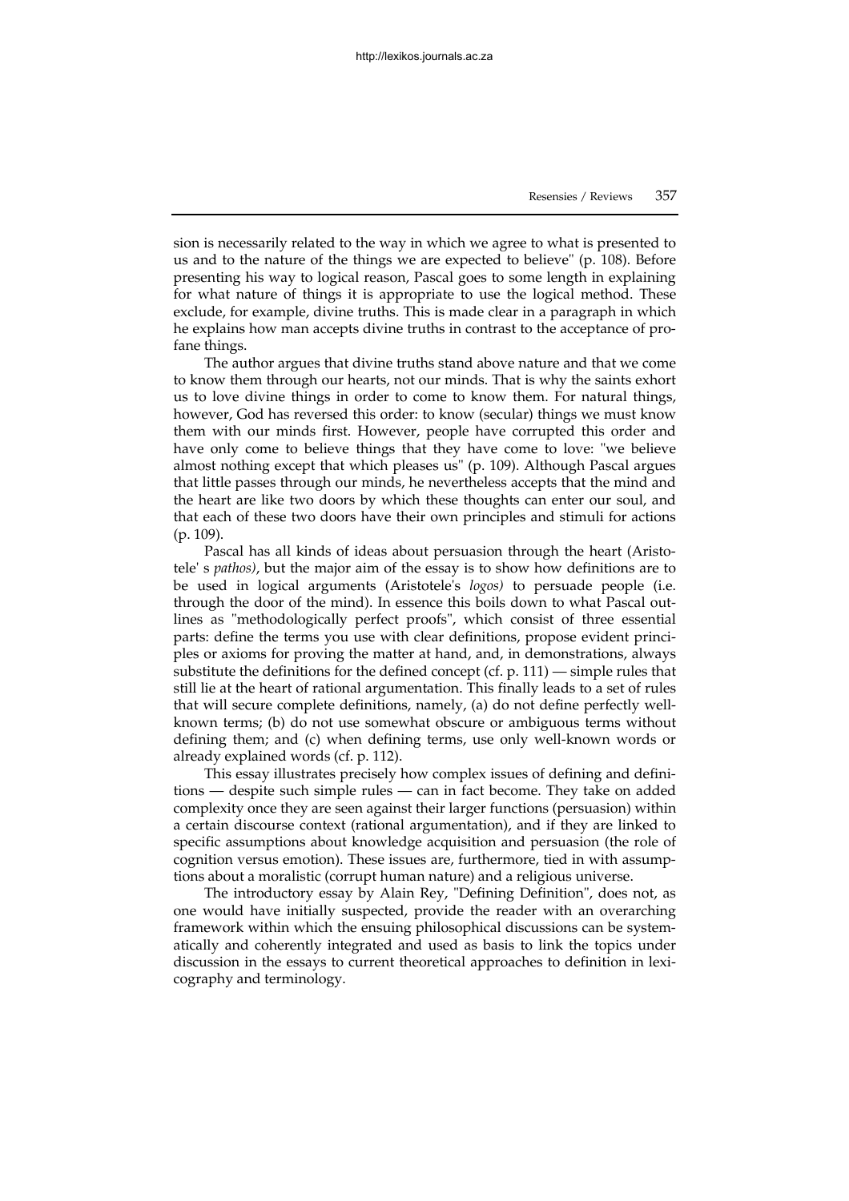sion is necessarily related to the way in which we agree to what is presented to us and to the nature of the things we are expected to believe" (p. 108). Before presenting his way to logical reason, Pascal goes to some length in explaining for what nature of things it is appropriate to use the logical method. These exclude, for example, divine truths. This is made clear in a paragraph in which he explains how man accepts divine truths in contrast to the acceptance of profane things.

The author argues that divine truths stand above nature and that we come to know them through our hearts, not our minds. That is why the saints exhort us to love divine things in order to come to know them. For natural things, however, God has reversed this order: to know (secular) things we must know them with our minds first. However, people have corrupted this order and have only come to believe things that they have come to love: "we believe almost nothing except that which pleases us" (p. 109). Although Pascal argues that little passes through our minds, he nevertheless accepts that the mind and the heart are like two doors by which these thoughts can enter our soul, and that each of these two doors have their own principles and stimuli for actions (p. 109).

Pascal has all kinds of ideas about persuasion through the heart (Aristotele' s *pathos)*, but the major aim of the essay is to show how definitions are to be used in logical arguments (Aristotele's *logos)* to persuade people (i.e. through the door of the mind). In essence this boils down to what Pascal outlines as "methodologically perfect proofs", which consist of three essential parts: define the terms you use with clear definitions, propose evident principles or axioms for proving the matter at hand, and, in demonstrations, always substitute the definitions for the defined concept (cf. p. 111) — simple rules that still lie at the heart of rational argumentation. This finally leads to a set of rules that will secure complete definitions, namely, (a) do not define perfectly well-known terms; (b) do not use somewhat obscure or ambiguous terms without defining them; and (c) when defining terms, use only well-known words or already explained words (cf. p. 112).

This essay illustrates precisely how complex issues of defining and definitions — despite such simple rules — can in fact become. They take on added complexity once they are seen against their larger functions (persuasion) within a certain discourse context (rational argumentation), and if they are linked to specific assumptions about knowledge acquisition and persuasion (the role of cognition versus emotion). These issues are, furthermore, tied in with assumptions about a moralistic (corrupt human nature) and a religious universe.

The introductory essay by Alain Rey, "Defining Definition", does not, as one would have initially suspected, provide the reader with an overarching framework within which the ensuing philosophical discussions can be systematically and coherently integrated and used as basis to link the topics under discussion in the essays to current theoretical approaches to definition in lexicography and terminology.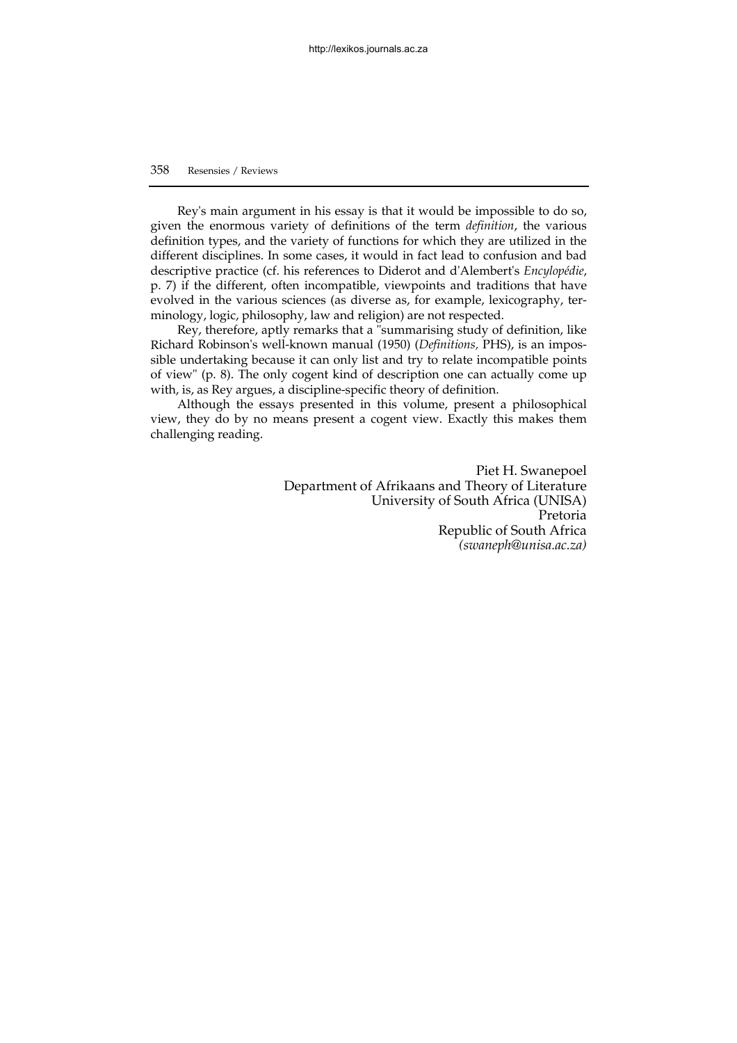Rey's main argument in his essay is that it would be impossible to do so, given the enormous variety of definitions of the term *definition*, the various definition types, and the variety of functions for which they are utilized in the different disciplines. In some cases, it would in fact lead to confusion and bad descriptive practice (cf. his references to Diderot and d'Alembert's *Encylopédie*, p. 7) if the different, often incompatible, viewpoints and traditions that have evolved in the various sciences (as diverse as, for example, lexicography, terminology, logic, philosophy, law and religion) are not respected.

Rey, therefore, aptly remarks that a "summarising study of definition, like Richard Robinson's well-known manual (1950) (*Definitions,* PHS), is an impossible undertaking because it can only list and try to relate incompatible points of view" (p. 8). The only cogent kind of description one can actually come up with, is, as Rey argues, a discipline-specific theory of definition.

Although the essays presented in this volume, present a philosophical view, they do by no means present a cogent view. Exactly this makes them challenging reading.

Piet H. Swanepoel
Department of Afrikaans and Theory of Literature
University of South Africa (UNISA)
Pretoria
Republic of South Africa
*(swaneph@unisa.ac.za)*